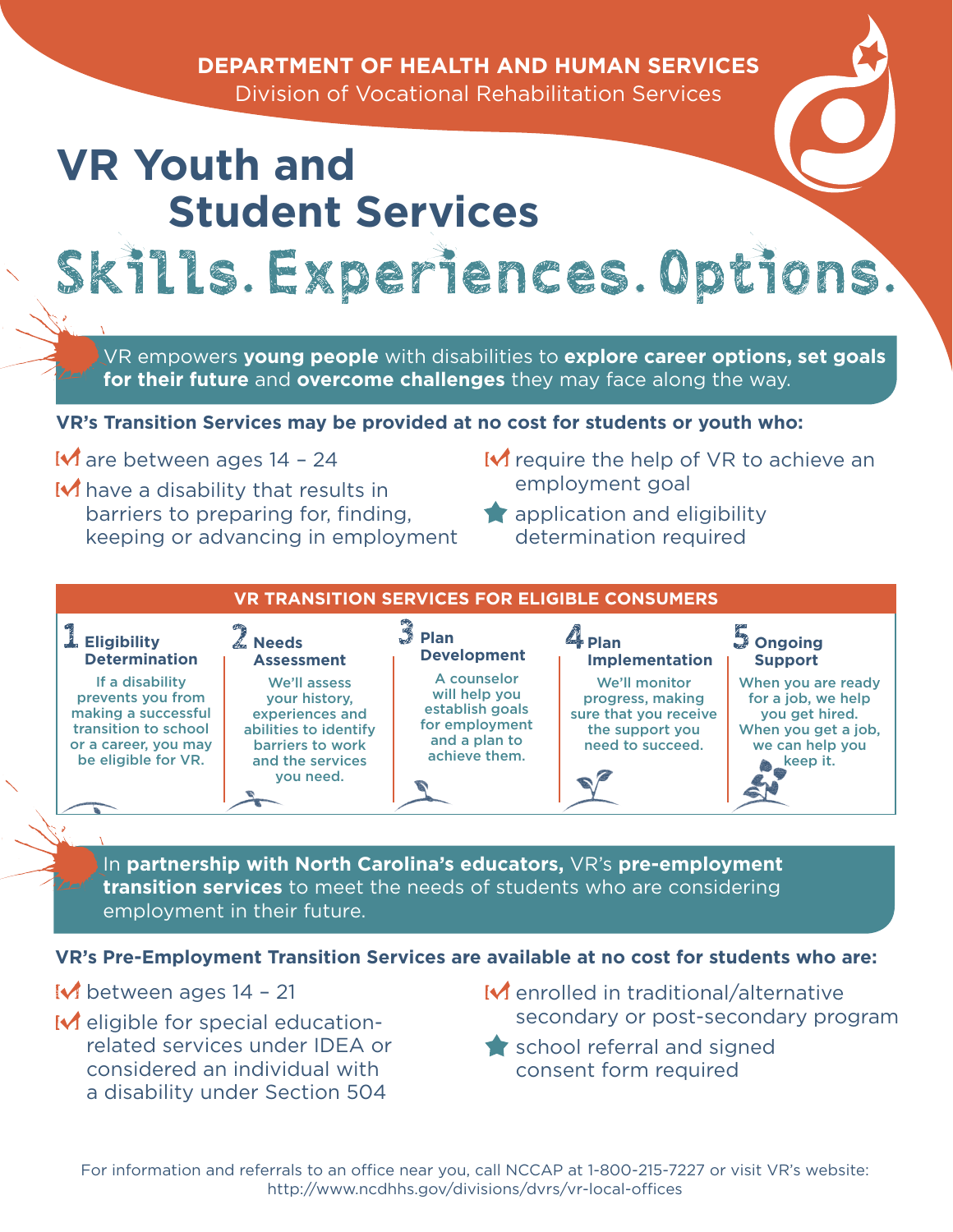**DEPARTMENT OF HEALTH AND HUMAN SERVICES**
Division of Vocational Rehabilitation Services

# VR Youth and Student Services

## Skills. Experiences. Options.

VR empowers **young people** with disabilities to **explore career options, set goals for their future** and **overcome challenges** they may face along the way.

**VR's Transition Services may be provided at no cost for students or youth who:**

- are between ages 14 – 24
- have a disability that results in barriers to preparing for, finding, keeping or advancing in employment
- require the help of VR to achieve an employment goal
- ★ application and eligibility determination required

### VR TRANSITION SERVICES FOR ELIGIBLE CONSUMERS

**1 Eligibility Determination**
If a disability prevents you from making a successful transition to school or a career, you may be eligible for VR.

**2 Needs Assessment**
We'll assess your history, experiences and abilities to identify barriers to work and the services you need.

**3 Plan Development**
A counselor will help you establish goals for employment and a plan to achieve them.

**4 Plan Implementation**
We'll monitor progress, making sure that you receive the support you need to succeed.

**5 Ongoing Support**
When you are ready for a job, we help you get hired. When you get a job, we can help you keep it.

In **partnership with North Carolina's educators,** VR's **pre-employment transition services** to meet the needs of students who are considering employment in their future.

**VR's Pre-Employment Transition Services are available at no cost for students who are:**

- between ages 14 – 21
- eligible for special education-related services under IDEA or considered an individual with a disability under Section 504
- enrolled in traditional/alternative secondary or post-secondary program
- ★ school referral and signed consent form required

For information and referrals to an office near you, call NCCAP at 1-800-215-7227 or visit VR's website: http://www.ncdhhs.gov/divisions/dvrs/vr-local-offices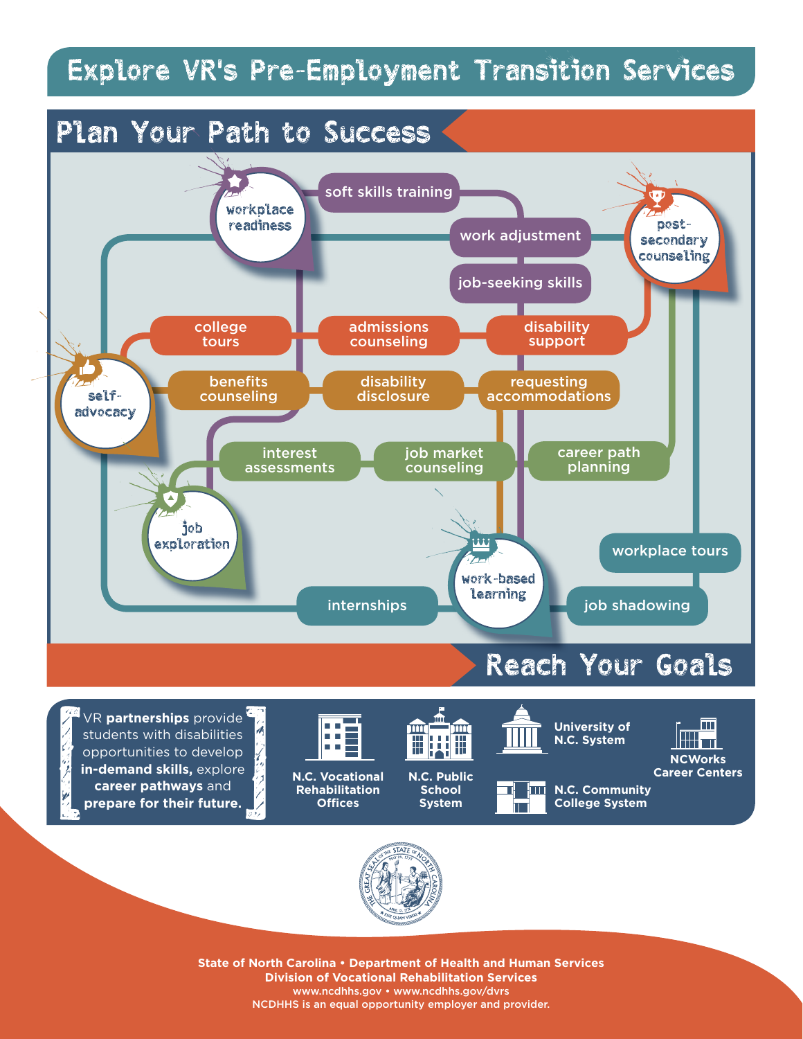# Explore VR's Pre-Employment Transition Services

## Plan Your Path to Success

workplace readiness

soft skills training

work adjustment

job-seeking skills

post-secondary counseling

college tours

admissions counseling

disability support

self-advocacy

benefits counseling

disability disclosure

requesting accommodations

interest assessments

job market counseling

career path planning

job exploration

work-based learning

workplace tours

internships

job shadowing

## Reach Your Goals

VR **partnerships** provide students with disabilities opportunities to develop **in-demand skills,** explore **career pathways** and **prepare for their future.**

**N.C. Vocational Rehabilitation Offices**

**N.C. Public School System**

**University of N.C. System**

**N.C. Community College System**

**NCWorks Career Centers**

**State of North Carolina • Department of Health and Human Services**
**Division of Vocational Rehabilitation Services**
www.ncdhhs.gov • www.ncdhhs.gov/dvrs
NCDHHS is an equal opportunity employer and provider.